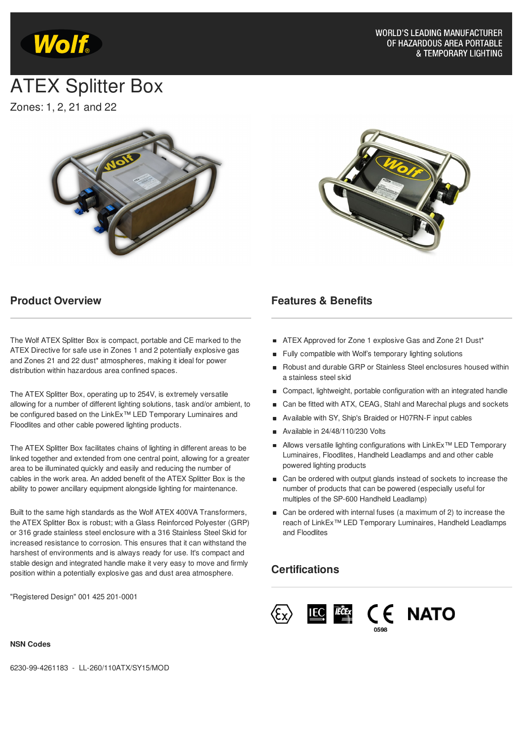WORLD'S LEADING MANUFACTURER OF HAZARDOUS AREA PORTABLE & TEMPORARY LIGHTING

# ATEX Splitter Box

Zones: 1, 2, 21 and 22

## Product Overview

The Wolf ATEX Splitter Box is compact, portable and CE marked to the ATEX Directive for safe use in Zones 1 and 2 potentially explosive gas and Zones 21 and 22 dust* atmospheres, making it ideal for power distribution within hazardous area confined spaces.

The ATEX Splitter Box, operating up to 254V, is extremely versatile allowing for a number of different lighting solutions, task and/or ambient, to be configured based on the LinkEx™ LED Temporary Luminaires and Floodlites and other cable powered lighting products.

The ATEX Splitter Box facilitates chains of lighting in different areas to be linked together and extended from one central point, allowing for a greater area to be illuminated quickly and easily and reducing the number of cables in the work area. An added benefit of the ATEX Splitter Box is the ability to power ancillary equipment alongside lighting for maintenance.

Built to the same high standards as the Wolf ATEX 400VA Transformers, the ATEX Splitter Box is robust; with a Glass Reinforced Polyester (GRP) or 316 grade stainless steel enclosure with a 316 Stainless Steel Skid for increased resistance to corrosion. This ensures that it can withstand the harshest of environments and is always ready for use. It's compact and stable design and integrated handle make it very easy to move and firmly position within a potentially explosive gas and dust area atmosphere.

"Registered Design" 001 425 201-0001

**NSN Codes**

6230-99-4261183 - LL-260/110ATX/SY15/MOD

## Features & Benefits

- ATEX Approved for Zone 1 explosive Gas and Zone 21 Dust*
- Fully compatible with Wolf's temporary lighting solutions
- Robust and durable GRP or Stainless Steel enclosures housed within a stainless steel skid
- Compact, lightweight, portable configuration with an integrated handle
- Can be fitted with ATX, CEAG, Stahl and Marechal plugs and sockets
- Available with SY, Ship's Braided or H07RN-F input cables
- Available in 24/48/110/230 Volts
- Allows versatile lighting configurations with LinkEx™ LED Temporary Luminaires, Floodlites, Handheld Leadlamps and and other cable powered lighting products
- Can be ordered with output glands instead of sockets to increase the number of products that can be powered (especially useful for multiples of the SP-600 Handheld Leadlamp)
- Can be ordered with internal fuses (a maximum of 2) to increase the reach of LinkEx™ LED Temporary Luminaires, Handheld Leadlamps and Floodlites

## Certifications

Ex IEC IECEx CE 0598 NATO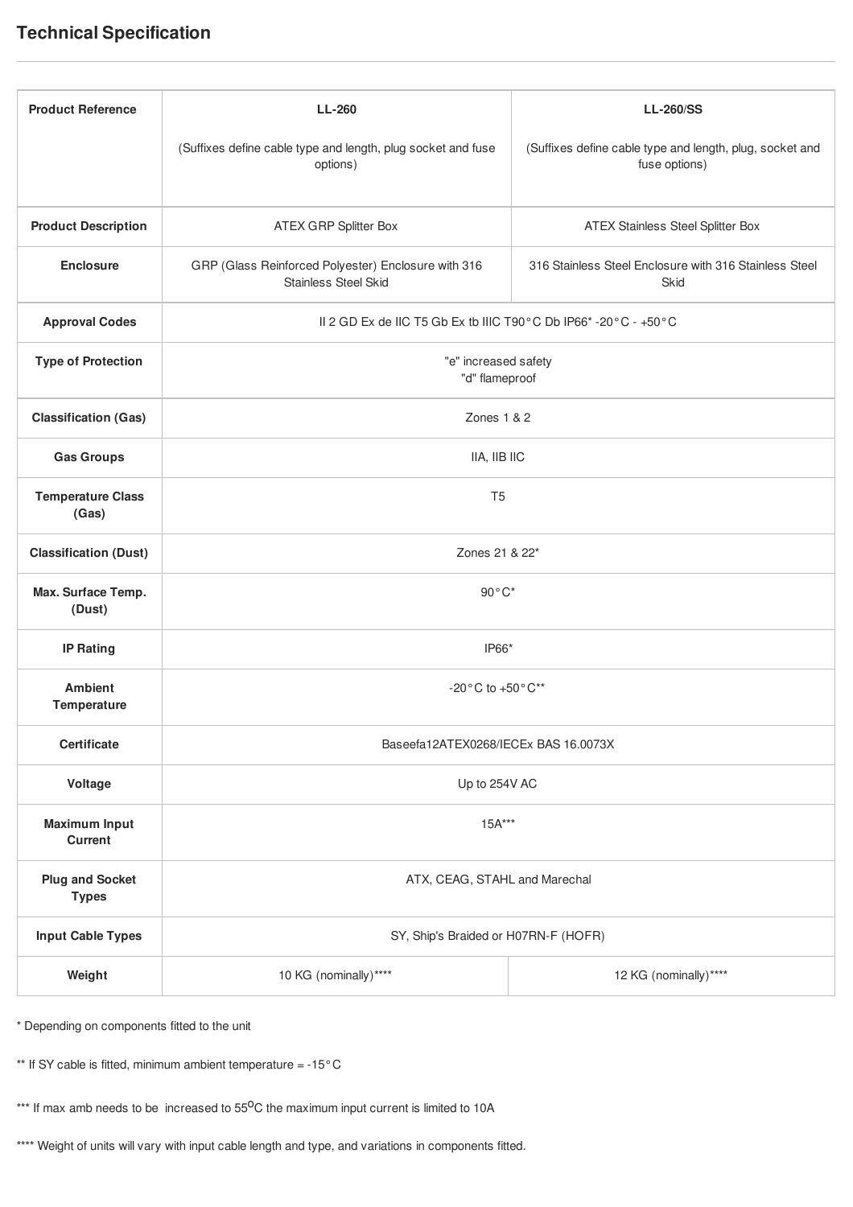## Technical Specification

| Product Reference | LL-260<br><br>(Suffixes define cable type and length, plug socket and fuse options) | LL-260/SS<br><br>(Suffixes define cable type and length, plug, socket and fuse options) |
|---|---|---|
| Product Description | ATEX GRP Splitter Box | ATEX Stainless Steel Splitter Box |
| Enclosure | GRP (Glass Reinforced Polyester) Enclosure with 316 Stainless Steel Skid | 316 Stainless Steel Enclosure with 316 Stainless Steel Skid |
| Approval Codes | II 2 GD Ex de IIC T5 Gb Ex tb IIIC T90°C Db IP66* -20°C - +50°C | |
| Type of Protection | "e" increased safety<br>"d" flameproof | |
| Classification (Gas) | Zones 1 & 2 | |
| Gas Groups | IIA, IIB IIC | |
| Temperature Class (Gas) | T5 | |
| Classification (Dust) | Zones 21 & 22* | |
| Max. Surface Temp. (Dust) | 90°C* | |
| IP Rating | IP66* | |
| Ambient Temperature | -20°C to +50°C** | |
| Certificate | Baseefa12ATEX0268/IECEx BAS 16.0073X | |
| Voltage | Up to 254V AC | |
| Maximum Input Current | 15A*** | |
| Plug and Socket Types | ATX, CEAG, STAHL and Marechal | |
| Input Cable Types | SY, Ship's Braided or H07RN-F (HOFR) | |
| Weight | 10 KG (nominally)**** | 12 KG (nominally)**** |

* Depending on components fitted to the unit

** If SY cable is fitted, minimum ambient temperature = -15°C

*** If max amb needs to be increased to 55°C the maximum input current is limited to 10A

**** Weight of units will vary with input cable length and type, and variations in components fitted.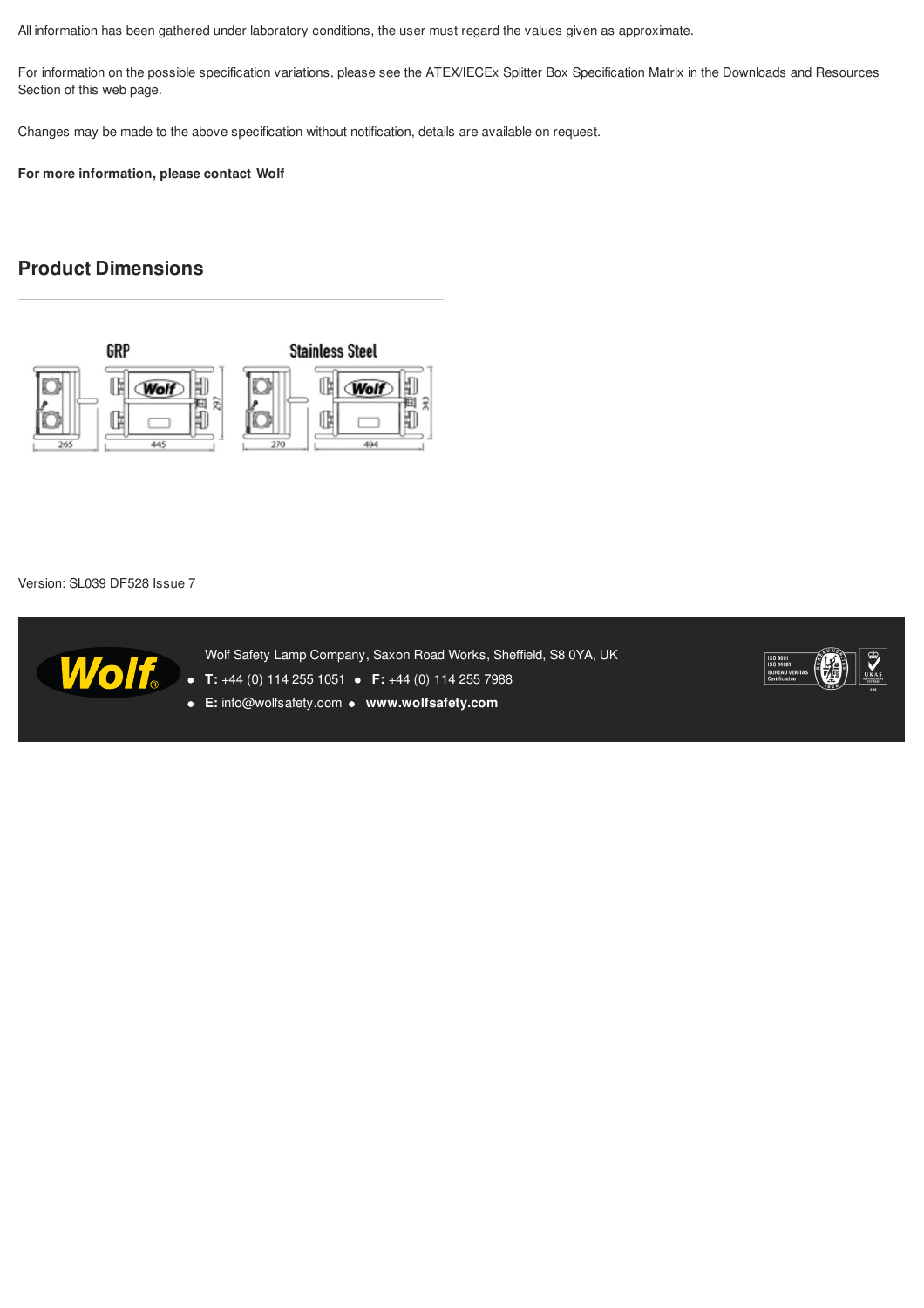All information has been gathered under laboratory conditions, the user must regard the values given as approximate.

For information on the possible specification variations, please see the ATEX/IECEx Splitter Box Specification Matrix in the Downloads and Resources Section of this web page.

Changes may be made to the above specification without notification, details are available on request.

**For more information, please contact Wolf**

## Product Dimensions

GRP

265

445

297

Stainless Steel

270

494

343

Version: SL039 DF528 Issue 7

Wolf Safety Lamp Company, Saxon Road Works, Sheffield, S8 0YA, UK

- **T:** +44 (0) 114 255 1051
- **F:** +44 (0) 114 255 7988
- **E:** info@wolfsafety.com
- **www.wolfsafety.com**